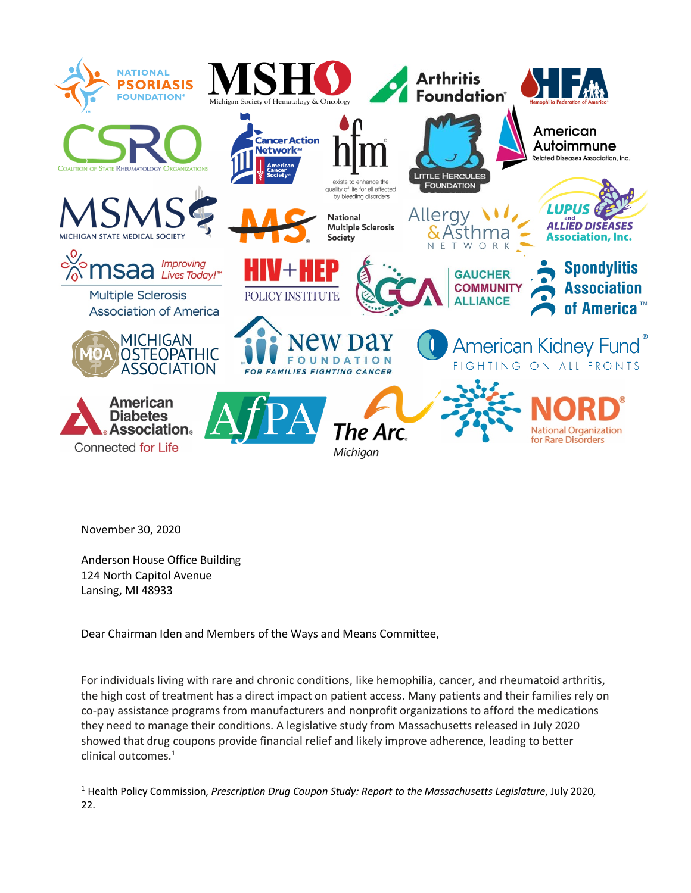November 30, 2020

Anderson House Office Building
124 North Capitol Avenue
Lansing, MI 48933

Dear Chairman Iden and Members of the Ways and Means Committee,

For individuals living with rare and chronic conditions, like hemophilia, cancer, and rheumatoid arthritis, the high cost of treatment has a direct impact on patient access. Many patients and their families rely on co-pay assistance programs from manufacturers and nonprofit organizations to afford the medications they need to manage their conditions. A legislative study from Massachusetts released in July 2020 showed that drug coupons provide financial relief and likely improve adherence, leading to better clinical outcomes.[1]

[1] Health Policy Commission, *Prescription Drug Coupon Study: Report to the Massachusetts Legislature*, July 2020, 22.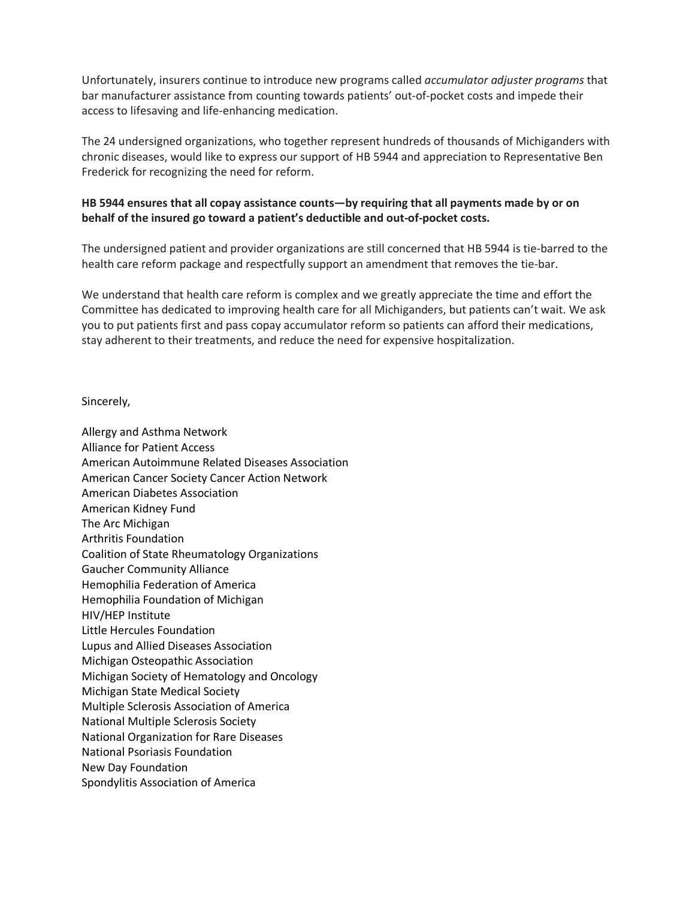Unfortunately, insurers continue to introduce new programs called *accumulator adjuster programs* that bar manufacturer assistance from counting towards patients' out-of-pocket costs and impede their access to lifesaving and life-enhancing medication.

The 24 undersigned organizations, who together represent hundreds of thousands of Michiganders with chronic diseases, would like to express our support of HB 5944 and appreciation to Representative Ben Frederick for recognizing the need for reform.

**HB 5944 ensures that all copay assistance counts—by requiring that all payments made by or on behalf of the insured go toward a patient's deductible and out-of-pocket costs.**

The undersigned patient and provider organizations are still concerned that HB 5944 is tie-barred to the health care reform package and respectfully support an amendment that removes the tie-bar.

We understand that health care reform is complex and we greatly appreciate the time and effort the Committee has dedicated to improving health care for all Michiganders, but patients can't wait. We ask you to put patients first and pass copay accumulator reform so patients can afford their medications, stay adherent to their treatments, and reduce the need for expensive hospitalization.

Sincerely,

Allergy and Asthma Network
Alliance for Patient Access
American Autoimmune Related Diseases Association
American Cancer Society Cancer Action Network
American Diabetes Association
American Kidney Fund
The Arc Michigan
Arthritis Foundation
Coalition of State Rheumatology Organizations
Gaucher Community Alliance
Hemophilia Federation of America
Hemophilia Foundation of Michigan
HIV/HEP Institute
Little Hercules Foundation
Lupus and Allied Diseases Association
Michigan Osteopathic Association
Michigan Society of Hematology and Oncology
Michigan State Medical Society
Multiple Sclerosis Association of America
National Multiple Sclerosis Society
National Organization for Rare Diseases
National Psoriasis Foundation
New Day Foundation
Spondylitis Association of America